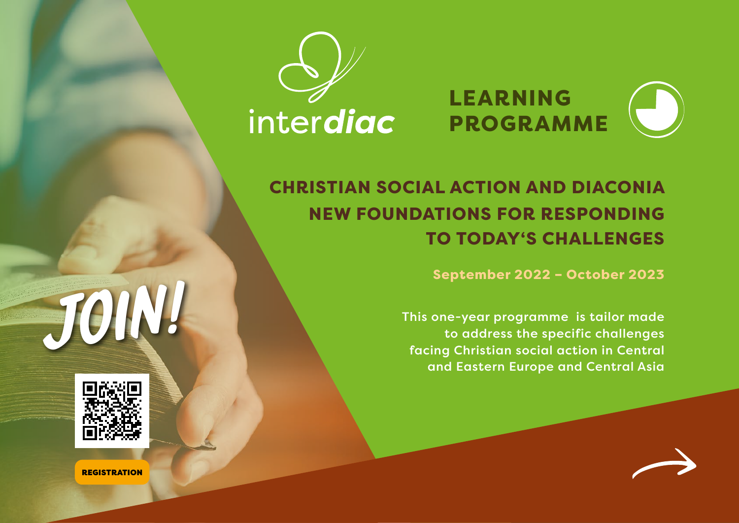interdiac

# LEARNING PROGRAMME

## CHRISTIAN SOCIAL ACTION AND DIACONIA NEW FOUNDATIONS FOR RESPONDING TO TODAY'S CHALLENGES

**September 2022 – October 2023**

**This one-year programme is tailor made to address the specific challenges facing Christian social action in Central and Eastern Europe and Central Asia**

JOIN!

REGISTRATION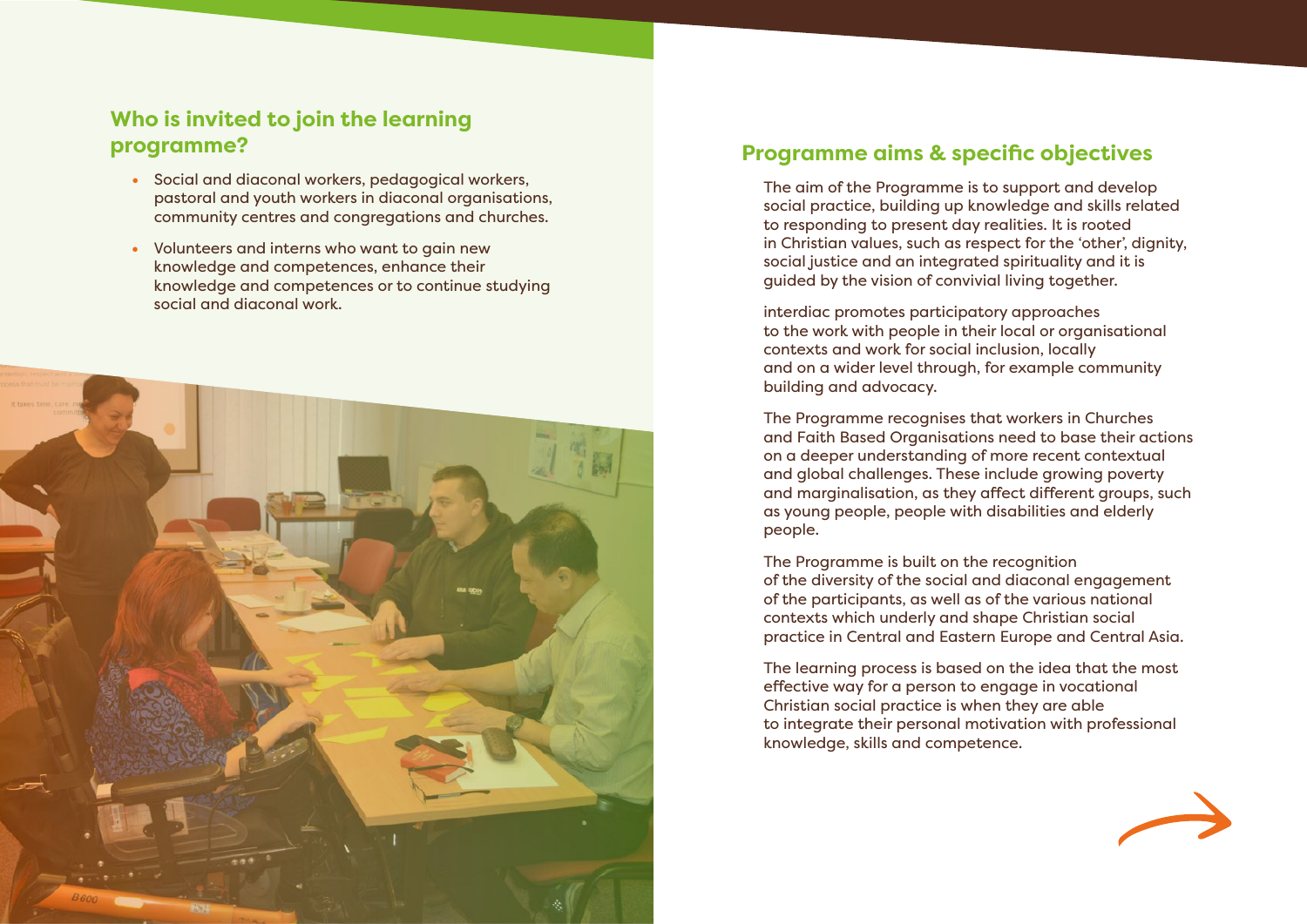## Who is invited to join the learning programme?

- Social and diaconal workers, pedagogical workers, pastoral and youth workers in diaconal organisations, community centres and congregations and churches.
- Volunteers and interns who want to gain new knowledge and competences, enhance their knowledge and competences or to continue studying social and diaconal work.

## Programme aims & specific objectives

The aim of the Programme is to support and develop social practice, building up knowledge and skills related to responding to present day realities. It is rooted in Christian values, such as respect for the 'other', dignity, social justice and an integrated spirituality and it is guided by the vision of convivial living together.

interdiac promotes participatory approaches to the work with people in their local or organisational contexts and work for social inclusion, locally and on a wider level through, for example community building and advocacy.

The Programme recognises that workers in Churches and Faith Based Organisations need to base their actions on a deeper understanding of more recent contextual and global challenges. These include growing poverty and marginalisation, as they affect different groups, such as young people, people with disabilities and elderly people.

The Programme is built on the recognition of the diversity of the social and diaconal engagement of the participants, as well as of the various national contexts which underly and shape Christian social practice in Central and Eastern Europe and Central Asia.

The learning process is based on the idea that the most effective way for a person to engage in vocational Christian social practice is when they are able to integrate their personal motivation with professional knowledge, skills and competence.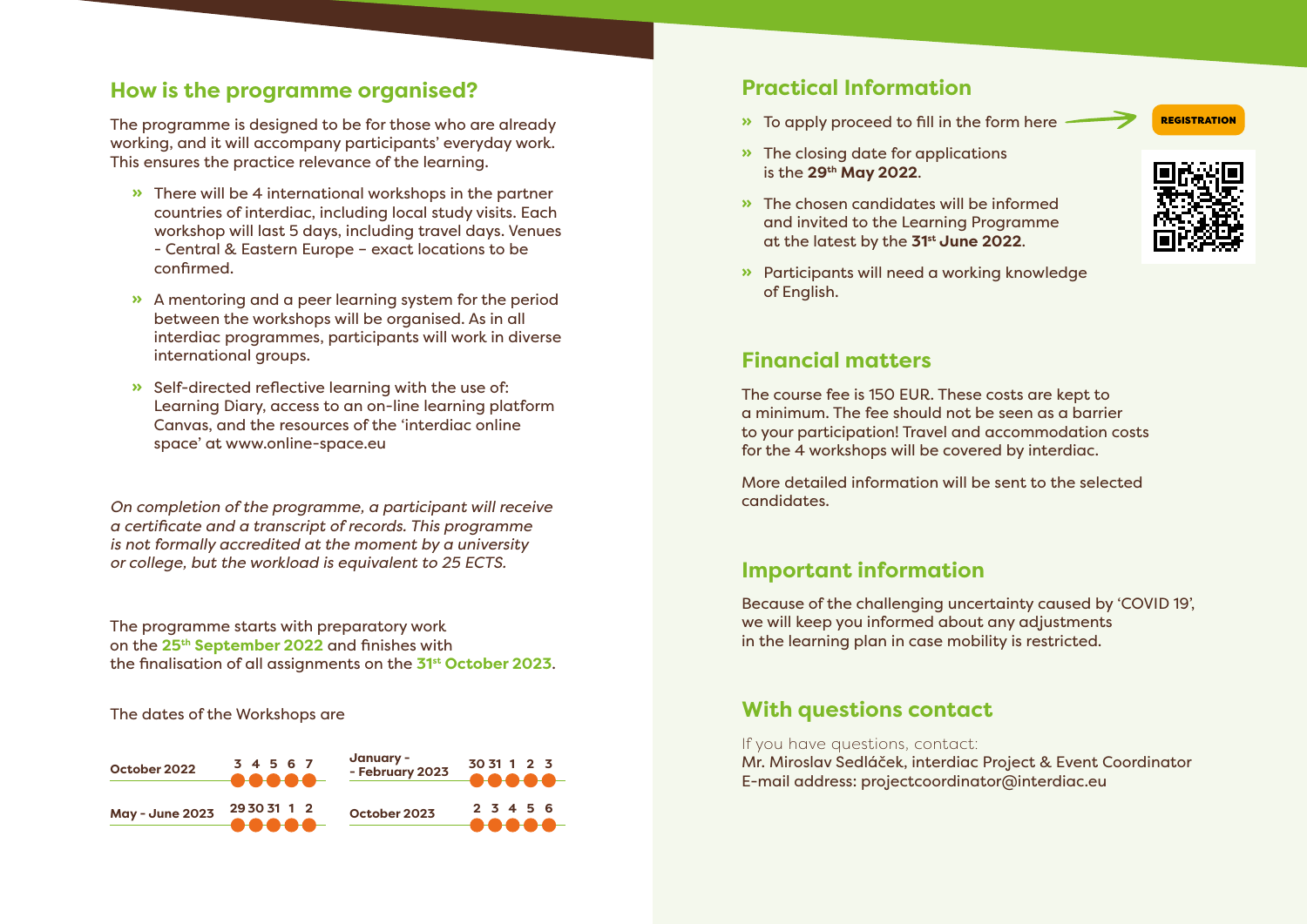## How is the programme organised?

The programme is designed to be for those who are already working, and it will accompany participants' everyday work. This ensures the practice relevance of the learning.

- There will be 4 international workshops in the partner countries of interdiac, including local study visits. Each workshop will last 5 days, including travel days. Venues - Central & Eastern Europe – exact locations to be confirmed.
- A mentoring and a peer learning system for the period between the workshops will be organised. As in all interdiac programmes, participants will work in diverse international groups.
- Self-directed reflective learning with the use of: Learning Diary, access to an on-line learning platform Canvas, and the resources of the 'interdiac online space' at www.online-space.eu

*On completion of the programme, a participant will receive a certificate and a transcript of records. This programme is not formally accredited at the moment by a university or college, but the workload is equivalent to 25 ECTS.*

The programme starts with preparatory work on the **25th September 2022** and finishes with the finalisation of all assignments on the **31st October 2023**.

The dates of the Workshops are

| | |
|---|---|
| **October 2022** | 3 4 5 6 7 |
| **January - February 2023** | 30 31 1 2 3 |
| **May - June 2023** | 29 30 31 1 2 |
| **October 2023** | 2 3 4 5 6 |

## Practical Information

- To apply proceed to fill in the form here → REGISTRATION
- The closing date for applications is the **29th May 2022**.
- The chosen candidates will be informed and invited to the Learning Programme at the latest by the **31st June 2022**.
- Participants will need a working knowledge of English.

## Financial matters

The course fee is 150 EUR. These costs are kept to a minimum. The fee should not be seen as a barrier to your participation! Travel and accommodation costs for the 4 workshops will be covered by interdiac.

More detailed information will be sent to the selected candidates.

## Important information

Because of the challenging uncertainty caused by 'COVID 19', we will keep you informed about any adjustments in the learning plan in case mobility is restricted.

## With questions contact

If you have questions, contact:
Mr. Miroslav Sedláček, interdiac Project & Event Coordinator
E-mail address: projectcoordinator@interdiac.eu